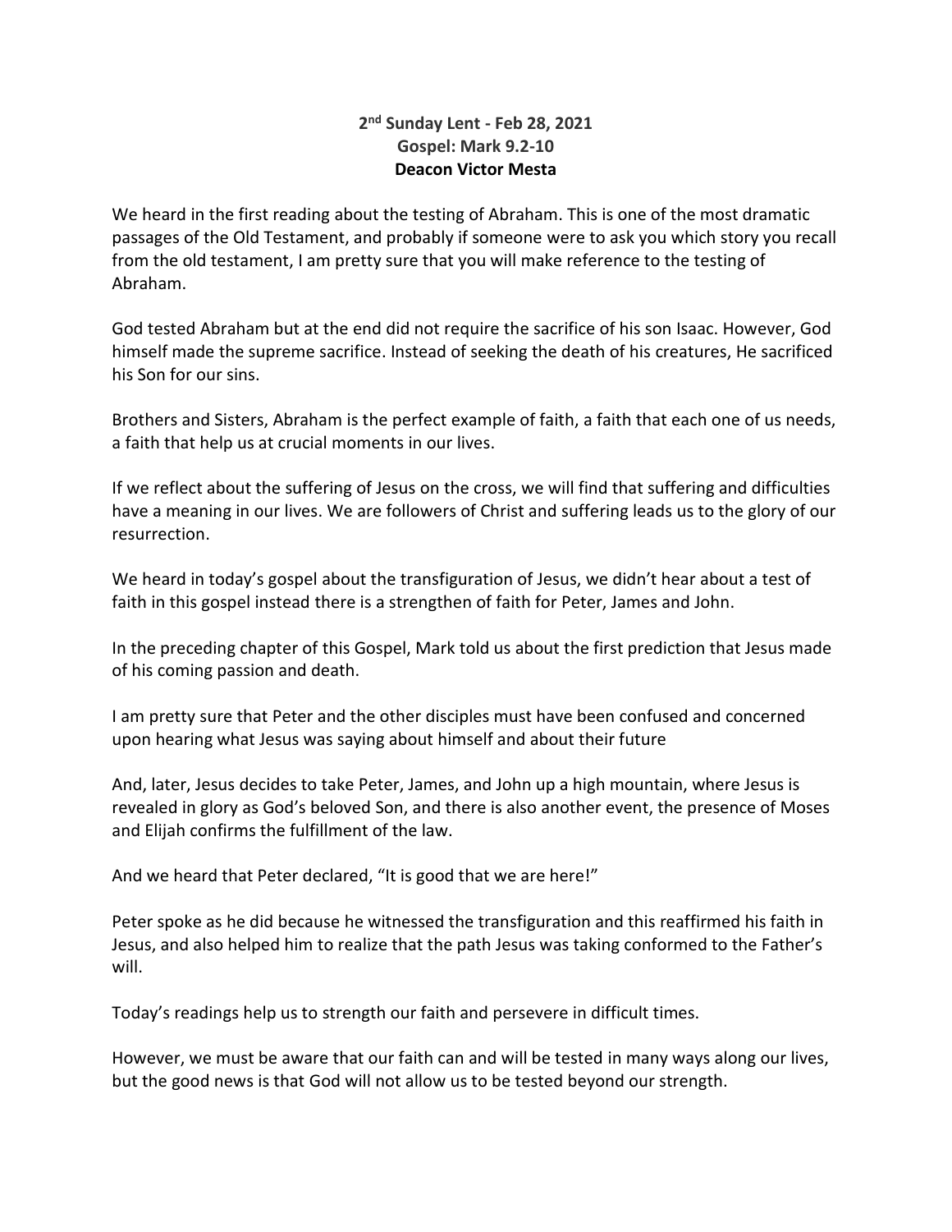**2nd Sunday Lent - Feb 28, 2021**
**Gospel: Mark 9.2-10**
**Deacon Victor Mesta**

We heard in the first reading about the testing of Abraham. This is one of the most dramatic passages of the Old Testament, and probably if someone were to ask you which story you recall from the old testament, I am pretty sure that you will make reference to the testing of Abraham.

God tested Abraham but at the end did not require the sacrifice of his son Isaac. However, God himself made the supreme sacrifice. Instead of seeking the death of his creatures, He sacrificed his Son for our sins.

Brothers and Sisters, Abraham is the perfect example of faith, a faith that each one of us needs, a faith that help us at crucial moments in our lives.

If we reflect about the suffering of Jesus on the cross, we will find that suffering and difficulties have a meaning in our lives. We are followers of Christ and suffering leads us to the glory of our resurrection.

We heard in today's gospel about the transfiguration of Jesus, we didn't hear about a test of faith in this gospel instead there is a strengthen of faith for Peter, James and John.

In the preceding chapter of this Gospel, Mark told us about the first prediction that Jesus made of his coming passion and death.

I am pretty sure that Peter and the other disciples must have been confused and concerned upon hearing what Jesus was saying about himself and about their future

And, later, Jesus decides to take Peter, James, and John up a high mountain, where Jesus is revealed in glory as God's beloved Son, and there is also another event, the presence of Moses and Elijah confirms the fulfillment of the law.

And we heard that Peter declared, "It is good that we are here!"

Peter spoke as he did because he witnessed the transfiguration and this reaffirmed his faith in Jesus, and also helped him to realize that the path Jesus was taking conformed to the Father's will.

Today's readings help us to strength our faith and persevere in difficult times.

However, we must be aware that our faith can and will be tested in many ways along our lives, but the good news is that God will not allow us to be tested beyond our strength.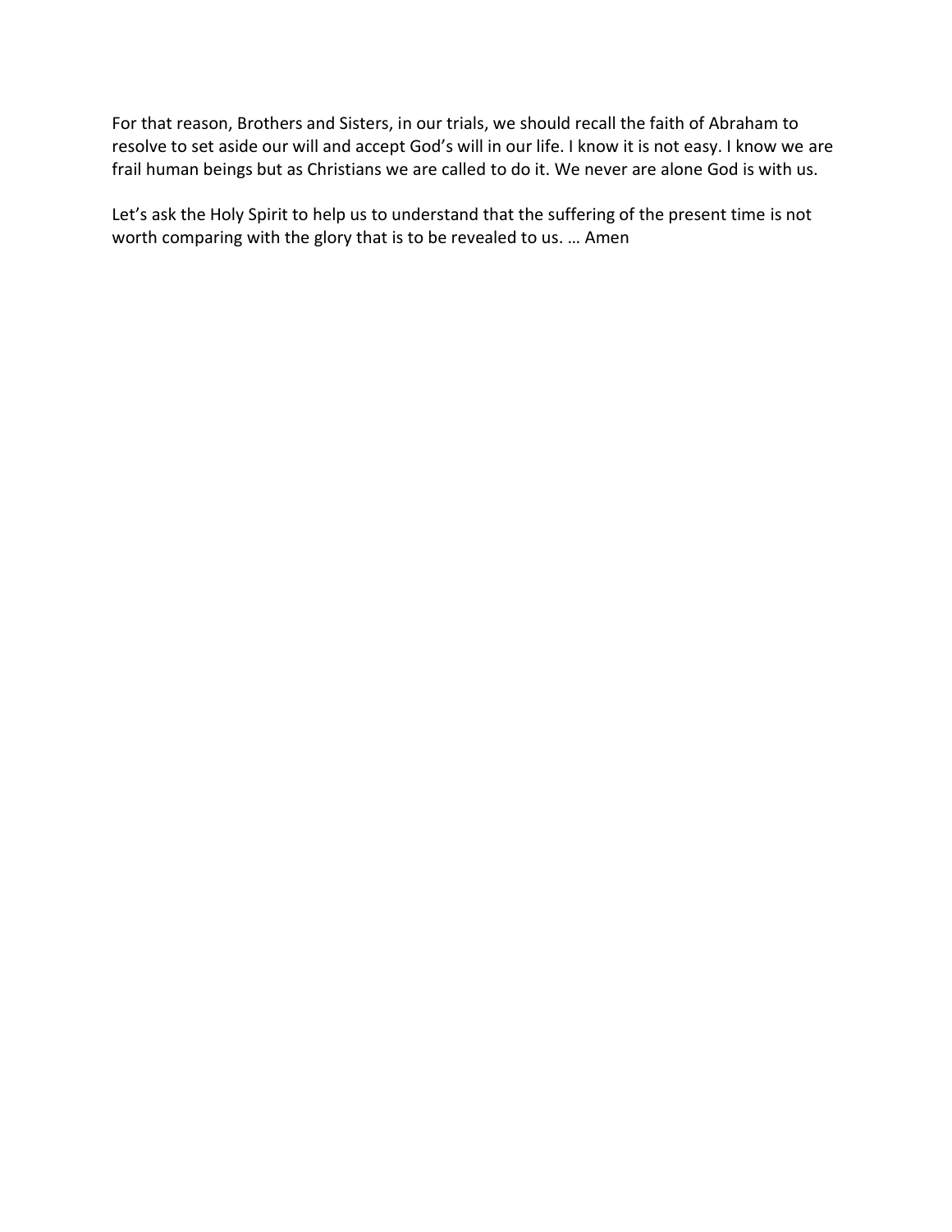For that reason, Brothers and Sisters, in our trials, we should recall the faith of Abraham to resolve to set aside our will and accept God's will in our life. I know it is not easy. I know we are frail human beings but as Christians we are called to do it. We never are alone God is with us.

Let's ask the Holy Spirit to help us to understand that the suffering of the present time is not worth comparing with the glory that is to be revealed to us. … Amen